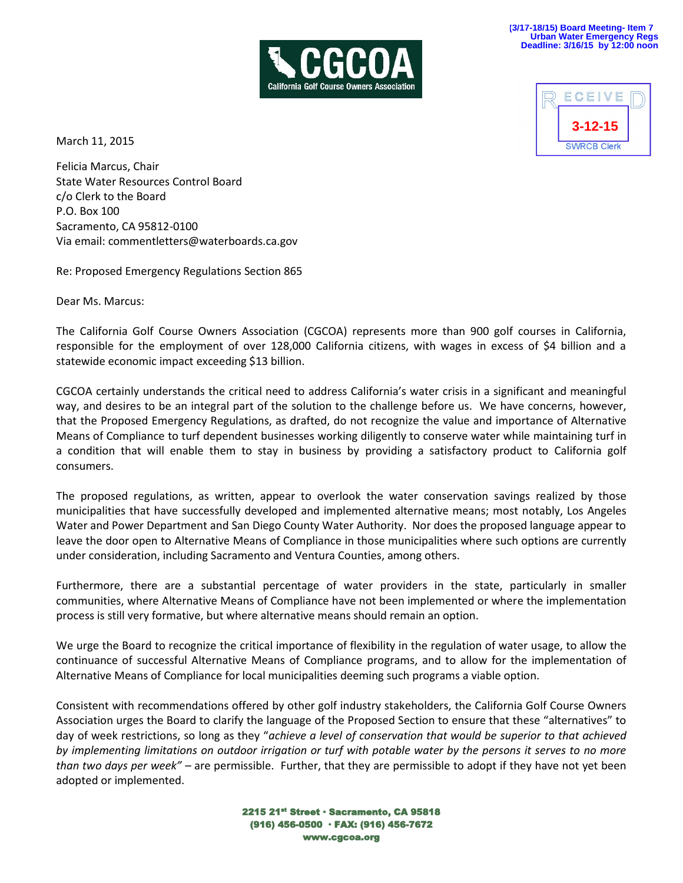(3/17-18/15) Board Meeting- Item 7
Urban Water Emergency Regs
Deadline: 3/16/15 by 12:00 noon

CGCOA
California Golf Course Owners Association

RECEIVED
3-12-15
SWRCB Clerk

March 11, 2015

Felicia Marcus, Chair
State Water Resources Control Board
c/o Clerk to the Board
P.O. Box 100
Sacramento, CA 95812-0100
Via email: commentletters@waterboards.ca.gov

Re: Proposed Emergency Regulations Section 865

Dear Ms. Marcus:

The California Golf Course Owners Association (CGCOA) represents more than 900 golf courses in California, responsible for the employment of over 128,000 California citizens, with wages in excess of $4 billion and a statewide economic impact exceeding $13 billion.

CGCOA certainly understands the critical need to address California's water crisis in a significant and meaningful way, and desires to be an integral part of the solution to the challenge before us. We have concerns, however, that the Proposed Emergency Regulations, as drafted, do not recognize the value and importance of Alternative Means of Compliance to turf dependent businesses working diligently to conserve water while maintaining turf in a condition that will enable them to stay in business by providing a satisfactory product to California golf consumers.

The proposed regulations, as written, appear to overlook the water conservation savings realized by those municipalities that have successfully developed and implemented alternative means; most notably, Los Angeles Water and Power Department and San Diego County Water Authority. Nor does the proposed language appear to leave the door open to Alternative Means of Compliance in those municipalities where such options are currently under consideration, including Sacramento and Ventura Counties, among others.

Furthermore, there are a substantial percentage of water providers in the state, particularly in smaller communities, where Alternative Means of Compliance have not been implemented or where the implementation process is still very formative, but where alternative means should remain an option.

We urge the Board to recognize the critical importance of flexibility in the regulation of water usage, to allow the continuance of successful Alternative Means of Compliance programs, and to allow for the implementation of Alternative Means of Compliance for local municipalities deeming such programs a viable option.

Consistent with recommendations offered by other golf industry stakeholders, the California Golf Course Owners Association urges the Board to clarify the language of the Proposed Section to ensure that these "alternatives" to day of week restrictions, so long as they "*achieve a level of conservation that would be superior to that achieved by implementing limitations on outdoor irrigation or turf with potable water by the persons it serves to no more than two days per week"* – are permissible. Further, that they are permissible to adopt if they have not yet been adopted or implemented.

2215 21st Street · Sacramento, CA 95818
(916) 456-0500 · FAX: (916) 456-7672
www.cgcoa.org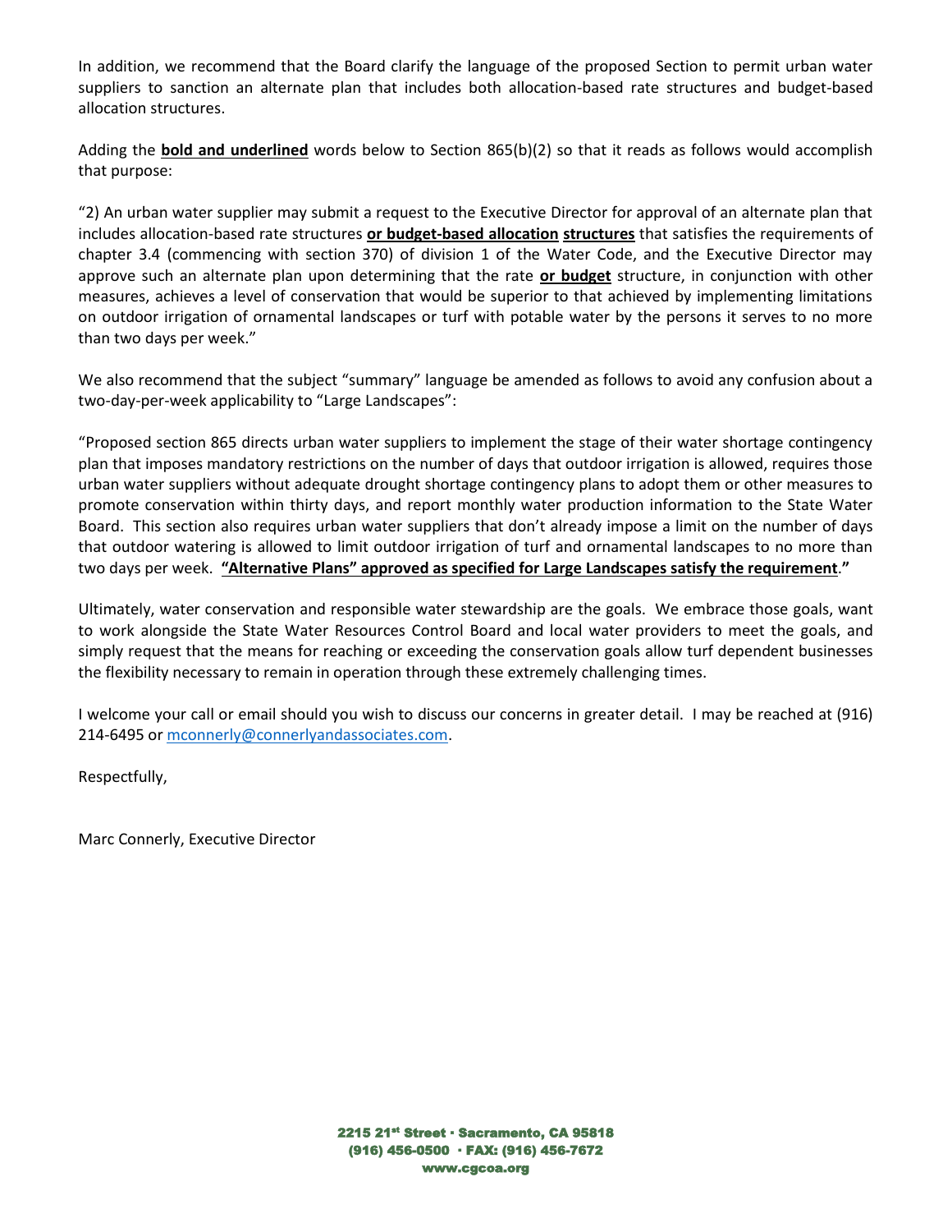In addition, we recommend that the Board clarify the language of the proposed Section to permit urban water suppliers to sanction an alternate plan that includes both allocation-based rate structures and budget-based allocation structures.

Adding the **<u>bold and underlined</u>** words below to Section 865(b)(2) so that it reads as follows would accomplish that purpose:

"2) An urban water supplier may submit a request to the Executive Director for approval of an alternate plan that includes allocation-based rate structures **<u>or budget-based allocation structures</u>** that satisfies the requirements of chapter 3.4 (commencing with section 370) of division 1 of the Water Code, and the Executive Director may approve such an alternate plan upon determining that the rate **<u>or budget</u>** structure, in conjunction with other measures, achieves a level of conservation that would be superior to that achieved by implementing limitations on outdoor irrigation of ornamental landscapes or turf with potable water by the persons it serves to no more than two days per week."

We also recommend that the subject "summary" language be amended as follows to avoid any confusion about a two-day-per-week applicability to "Large Landscapes":

"Proposed section 865 directs urban water suppliers to implement the stage of their water shortage contingency plan that imposes mandatory restrictions on the number of days that outdoor irrigation is allowed, requires those urban water suppliers without adequate drought shortage contingency plans to adopt them or other measures to promote conservation within thirty days, and report monthly water production information to the State Water Board. This section also requires urban water suppliers that don't already impose a limit on the number of days that outdoor watering is allowed to limit outdoor irrigation of turf and ornamental landscapes to no more than two days per week. **<u>"Alternative Plans" approved as specified for Large Landscapes satisfy the requirement</u>."**

Ultimately, water conservation and responsible water stewardship are the goals. We embrace those goals, want to work alongside the State Water Resources Control Board and local water providers to meet the goals, and simply request that the means for reaching or exceeding the conservation goals allow turf dependent businesses the flexibility necessary to remain in operation through these extremely challenging times.

I welcome your call or email should you wish to discuss our concerns in greater detail. I may be reached at (916) 214-6495 or mconnerly@connerlyandassociates.com.

Respectfully,

Marc Connerly, Executive Director

2215 21st Street · Sacramento, CA 95818
(916) 456-0500 · FAX: (916) 456-7672
www.cgcoa.org